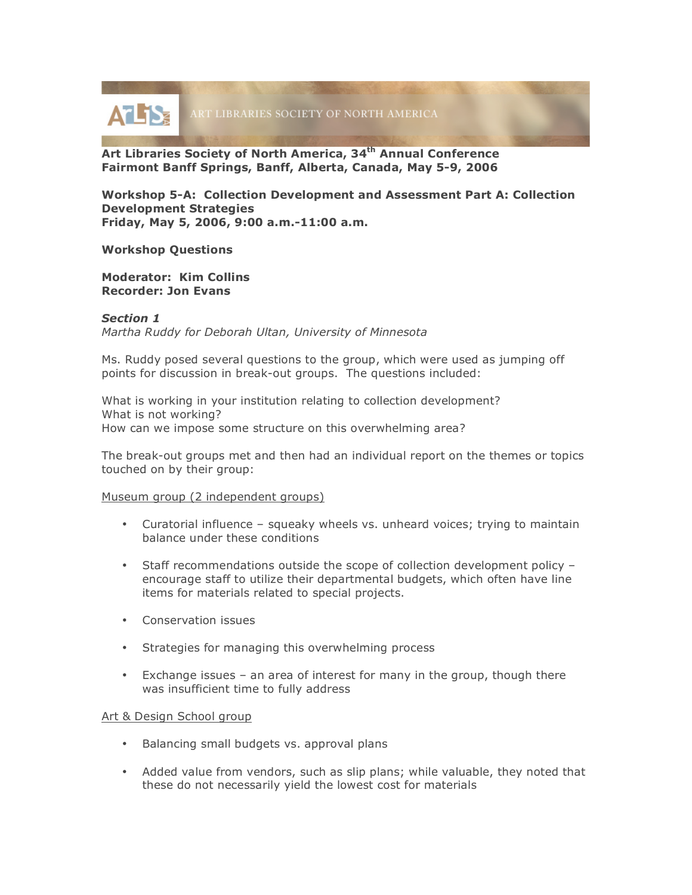ART LIBRARIES SOCIETY OF NORTH AMERICA

**Art Libraries Society of North America, 34th Annual Conference**
**Fairmont Banff Springs, Banff, Alberta, Canada, May 5-9, 2006**

**Workshop 5-A: Collection Development and Assessment Part A: Collection Development Strategies**
**Friday, May 5, 2006, 9:00 a.m.-11:00 a.m.**

**Workshop Questions**

**Moderator: Kim Collins**
**Recorder: Jon Evans**

***Section 1***
*Martha Ruddy for Deborah Ultan, University of Minnesota*

Ms. Ruddy posed several questions to the group, which were used as jumping off points for discussion in break-out groups. The questions included:

What is working in your institution relating to collection development?
What is not working?
How can we impose some structure on this overwhelming area?

The break-out groups met and then had an individual report on the themes or topics touched on by their group:

<u>Museum group (2 independent groups)</u>

- Curatorial influence – squeaky wheels vs. unheard voices; trying to maintain balance under these conditions
- Staff recommendations outside the scope of collection development policy – encourage staff to utilize their departmental budgets, which often have line items for materials related to special projects.
- Conservation issues
- Strategies for managing this overwhelming process
- Exchange issues – an area of interest for many in the group, though there was insufficient time to fully address

<u>Art & Design School group</u>

- Balancing small budgets vs. approval plans
- Added value from vendors, such as slip plans; while valuable, they noted that these do not necessarily yield the lowest cost for materials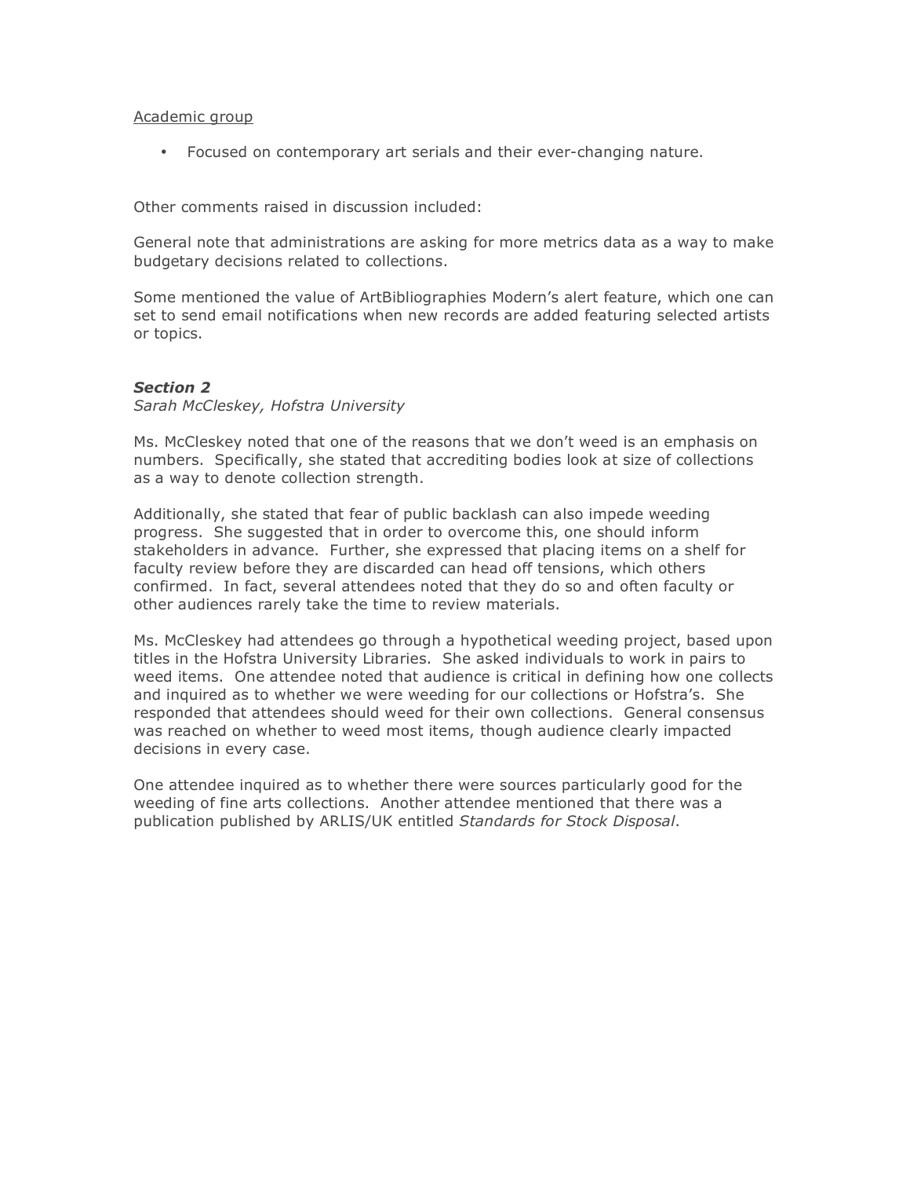Academic group

- Focused on contemporary art serials and their ever-changing nature.

Other comments raised in discussion included:

General note that administrations are asking for more metrics data as a way to make budgetary decisions related to collections.

Some mentioned the value of ArtBibliographies Modern's alert feature, which one can set to send email notifications when new records are added featuring selected artists or topics.

***Section 2***

*Sarah McCleskey, Hofstra University*

Ms. McCleskey noted that one of the reasons that we don't weed is an emphasis on numbers. Specifically, she stated that accrediting bodies look at size of collections as a way to denote collection strength.

Additionally, she stated that fear of public backlash can also impede weeding progress. She suggested that in order to overcome this, one should inform stakeholders in advance. Further, she expressed that placing items on a shelf for faculty review before they are discarded can head off tensions, which others confirmed. In fact, several attendees noted that they do so and often faculty or other audiences rarely take the time to review materials.

Ms. McCleskey had attendees go through a hypothetical weeding project, based upon titles in the Hofstra University Libraries. She asked individuals to work in pairs to weed items. One attendee noted that audience is critical in defining how one collects and inquired as to whether we were weeding for our collections or Hofstra's. She responded that attendees should weed for their own collections. General consensus was reached on whether to weed most items, though audience clearly impacted decisions in every case.

One attendee inquired as to whether there were sources particularly good for the weeding of fine arts collections. Another attendee mentioned that there was a publication published by ARLIS/UK entitled *Standards for Stock Disposal*.